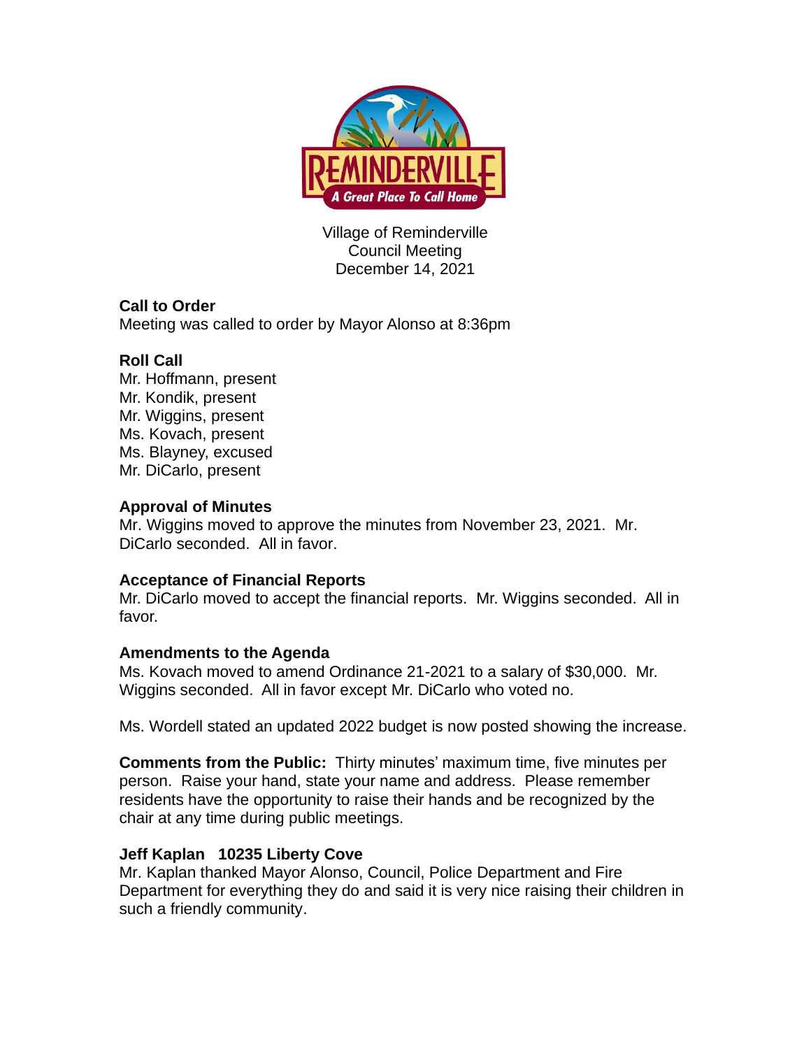Village of Reminderville
Council Meeting
December 14, 2021

**Call to Order**
Meeting was called to order by Mayor Alonso at 8:36pm

**Roll Call**
Mr. Hoffmann, present
Mr. Kondik, present
Mr. Wiggins, present
Ms. Kovach, present
Ms. Blayney, excused
Mr. DiCarlo, present

**Approval of Minutes**
Mr. Wiggins moved to approve the minutes from November 23, 2021. Mr. DiCarlo seconded. All in favor.

**Acceptance of Financial Reports**
Mr. DiCarlo moved to accept the financial reports. Mr. Wiggins seconded. All in favor.

**Amendments to the Agenda**
Ms. Kovach moved to amend Ordinance 21-2021 to a salary of $30,000. Mr. Wiggins seconded. All in favor except Mr. DiCarlo who voted no.

Ms. Wordell stated an updated 2022 budget is now posted showing the increase.

**Comments from the Public:** Thirty minutes' maximum time, five minutes per person. Raise your hand, state your name and address. Please remember residents have the opportunity to raise their hands and be recognized by the chair at any time during public meetings.

**Jeff Kaplan 10235 Liberty Cove**
Mr. Kaplan thanked Mayor Alonso, Council, Police Department and Fire Department for everything they do and said it is very nice raising their children in such a friendly community.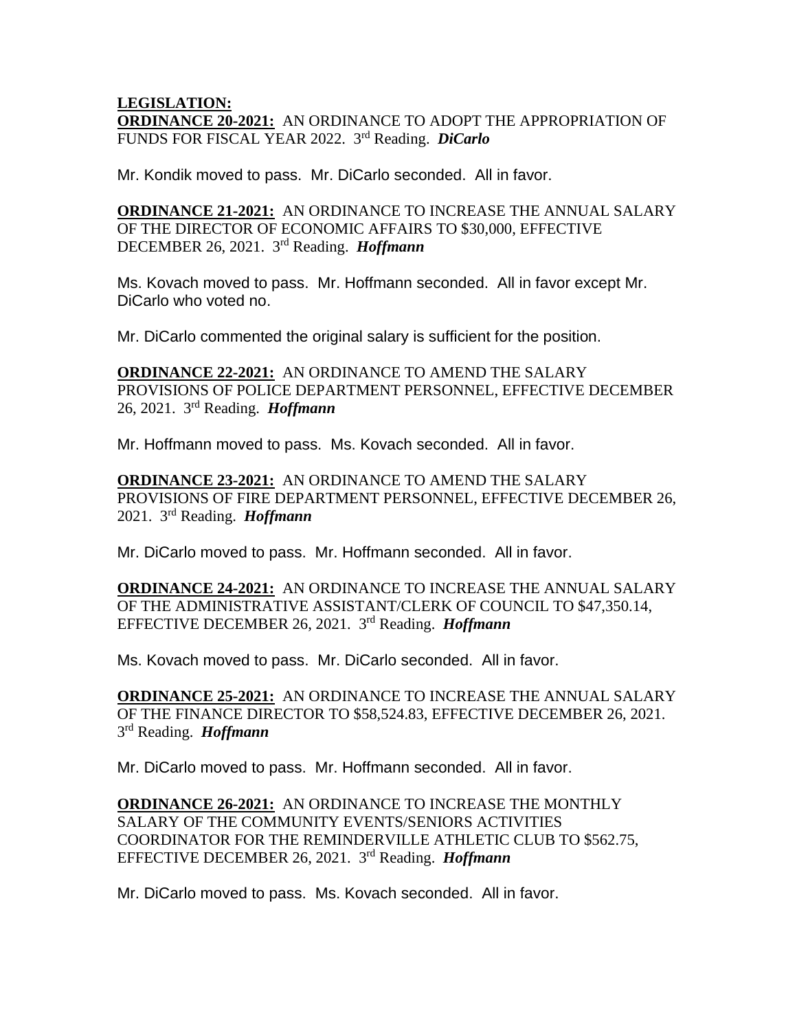**LEGISLATION:**

**ORDINANCE 20-2021:** AN ORDINANCE TO ADOPT THE APPROPRIATION OF FUNDS FOR FISCAL YEAR 2022. 3rd Reading. ***DiCarlo***

Mr. Kondik moved to pass. Mr. DiCarlo seconded. All in favor.

**ORDINANCE 21-2021:** AN ORDINANCE TO INCREASE THE ANNUAL SALARY OF THE DIRECTOR OF ECONOMIC AFFAIRS TO $30,000, EFFECTIVE DECEMBER 26, 2021. 3rd Reading. ***Hoffmann***

Ms. Kovach moved to pass. Mr. Hoffmann seconded. All in favor except Mr. DiCarlo who voted no.

Mr. DiCarlo commented the original salary is sufficient for the position.

**ORDINANCE 22-2021:** AN ORDINANCE TO AMEND THE SALARY PROVISIONS OF POLICE DEPARTMENT PERSONNEL, EFFECTIVE DECEMBER 26, 2021. 3rd Reading. ***Hoffmann***

Mr. Hoffmann moved to pass. Ms. Kovach seconded. All in favor.

**ORDINANCE 23-2021:** AN ORDINANCE TO AMEND THE SALARY PROVISIONS OF FIRE DEPARTMENT PERSONNEL, EFFECTIVE DECEMBER 26, 2021. 3rd Reading. ***Hoffmann***

Mr. DiCarlo moved to pass. Mr. Hoffmann seconded. All in favor.

**ORDINANCE 24-2021:** AN ORDINANCE TO INCREASE THE ANNUAL SALARY OF THE ADMINISTRATIVE ASSISTANT/CLERK OF COUNCIL TO $47,350.14, EFFECTIVE DECEMBER 26, 2021. 3rd Reading. ***Hoffmann***

Ms. Kovach moved to pass. Mr. DiCarlo seconded. All in favor.

**ORDINANCE 25-2021:** AN ORDINANCE TO INCREASE THE ANNUAL SALARY OF THE FINANCE DIRECTOR TO $58,524.83, EFFECTIVE DECEMBER 26, 2021. 3rd Reading. ***Hoffmann***

Mr. DiCarlo moved to pass. Mr. Hoffmann seconded. All in favor.

**ORDINANCE 26-2021:** AN ORDINANCE TO INCREASE THE MONTHLY SALARY OF THE COMMUNITY EVENTS/SENIORS ACTIVITIES COORDINATOR FOR THE REMINDERVILLE ATHLETIC CLUB TO $562.75, EFFECTIVE DECEMBER 26, 2021. 3rd Reading. ***Hoffmann***

Mr. DiCarlo moved to pass. Ms. Kovach seconded. All in favor.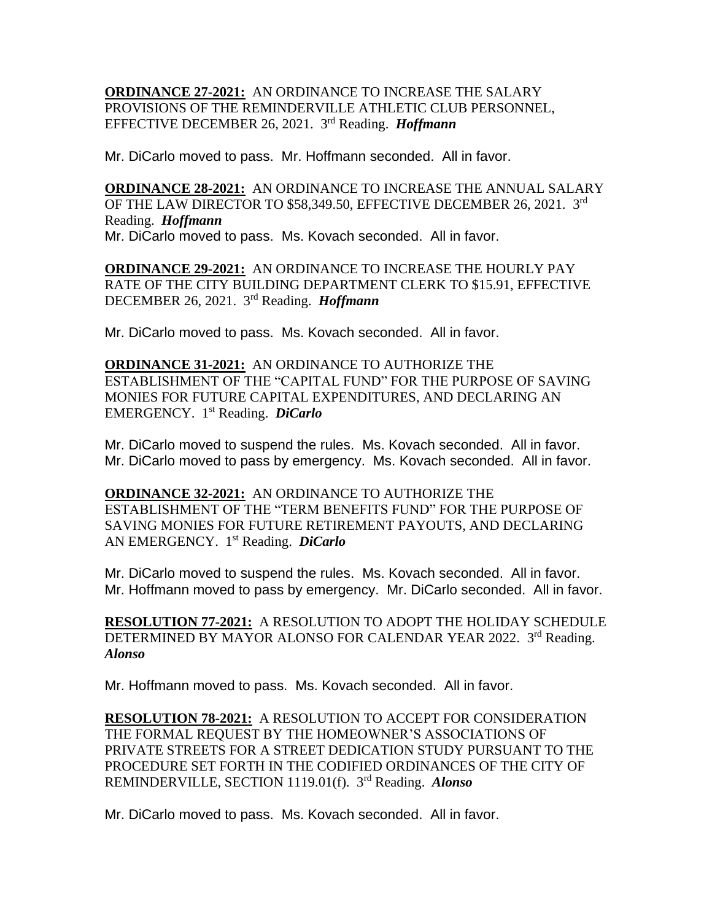**ORDINANCE 27-2021:** AN ORDINANCE TO INCREASE THE SALARY PROVISIONS OF THE REMINDERVILLE ATHLETIC CLUB PERSONNEL, EFFECTIVE DECEMBER 26, 2021. 3rd Reading. ***Hoffmann***

Mr. DiCarlo moved to pass. Mr. Hoffmann seconded. All in favor.

**ORDINANCE 28-2021:** AN ORDINANCE TO INCREASE THE ANNUAL SALARY OF THE LAW DIRECTOR TO $58,349.50, EFFECTIVE DECEMBER 26, 2021. 3rd Reading. ***Hoffmann***
Mr. DiCarlo moved to pass. Ms. Kovach seconded. All in favor.

**ORDINANCE 29-2021:** AN ORDINANCE TO INCREASE THE HOURLY PAY RATE OF THE CITY BUILDING DEPARTMENT CLERK TO $15.91, EFFECTIVE DECEMBER 26, 2021. 3rd Reading. ***Hoffmann***

Mr. DiCarlo moved to pass. Ms. Kovach seconded. All in favor.

**ORDINANCE 31-2021:** AN ORDINANCE TO AUTHORIZE THE ESTABLISHMENT OF THE "CAPITAL FUND" FOR THE PURPOSE OF SAVING MONIES FOR FUTURE CAPITAL EXPENDITURES, AND DECLARING AN EMERGENCY. 1st Reading. ***DiCarlo***

Mr. DiCarlo moved to suspend the rules. Ms. Kovach seconded. All in favor.
Mr. DiCarlo moved to pass by emergency. Ms. Kovach seconded. All in favor.

**ORDINANCE 32-2021:** AN ORDINANCE TO AUTHORIZE THE ESTABLISHMENT OF THE "TERM BENEFITS FUND" FOR THE PURPOSE OF SAVING MONIES FOR FUTURE RETIREMENT PAYOUTS, AND DECLARING AN EMERGENCY. 1st Reading. ***DiCarlo***

Mr. DiCarlo moved to suspend the rules. Ms. Kovach seconded. All in favor.
Mr. Hoffmann moved to pass by emergency. Mr. DiCarlo seconded. All in favor.

**RESOLUTION 77-2021:** A RESOLUTION TO ADOPT THE HOLIDAY SCHEDULE DETERMINED BY MAYOR ALONSO FOR CALENDAR YEAR 2022. 3rd Reading. ***Alonso***

Mr. Hoffmann moved to pass. Ms. Kovach seconded. All in favor.

**RESOLUTION 78-2021:** A RESOLUTION TO ACCEPT FOR CONSIDERATION THE FORMAL REQUEST BY THE HOMEOWNER'S ASSOCIATIONS OF PRIVATE STREETS FOR A STREET DEDICATION STUDY PURSUANT TO THE PROCEDURE SET FORTH IN THE CODIFIED ORDINANCES OF THE CITY OF REMINDERVILLE, SECTION 1119.01(f). 3rd Reading. ***Alonso***

Mr. DiCarlo moved to pass. Ms. Kovach seconded. All in favor.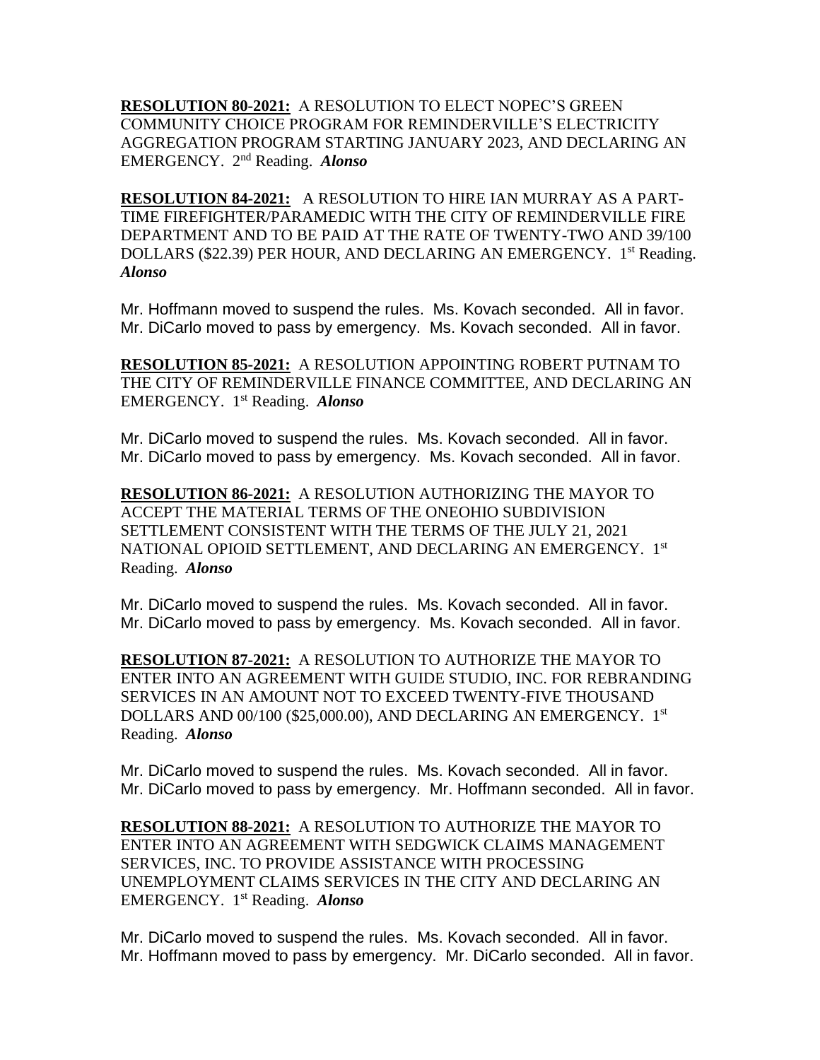**RESOLUTION 80-2021:** A RESOLUTION TO ELECT NOPEC'S GREEN COMMUNITY CHOICE PROGRAM FOR REMINDERVILLE'S ELECTRICITY AGGREGATION PROGRAM STARTING JANUARY 2023, AND DECLARING AN EMERGENCY. 2nd Reading. ***Alonso***

**RESOLUTION 84-2021:** A RESOLUTION TO HIRE IAN MURRAY AS A PART-TIME FIREFIGHTER/PARAMEDIC WITH THE CITY OF REMINDERVILLE FIRE DEPARTMENT AND TO BE PAID AT THE RATE OF TWENTY-TWO AND 39/100 DOLLARS ($22.39) PER HOUR, AND DECLARING AN EMERGENCY. 1st Reading. ***Alonso***

Mr. Hoffmann moved to suspend the rules. Ms. Kovach seconded. All in favor.
Mr. DiCarlo moved to pass by emergency. Ms. Kovach seconded. All in favor.

**RESOLUTION 85-2021:** A RESOLUTION APPOINTING ROBERT PUTNAM TO THE CITY OF REMINDERVILLE FINANCE COMMITTEE, AND DECLARING AN EMERGENCY. 1st Reading. ***Alonso***

Mr. DiCarlo moved to suspend the rules. Ms. Kovach seconded. All in favor.
Mr. DiCarlo moved to pass by emergency. Ms. Kovach seconded. All in favor.

**RESOLUTION 86-2021:** A RESOLUTION AUTHORIZING THE MAYOR TO ACCEPT THE MATERIAL TERMS OF THE ONEOHIO SUBDIVISION SETTLEMENT CONSISTENT WITH THE TERMS OF THE JULY 21, 2021 NATIONAL OPIOID SETTLEMENT, AND DECLARING AN EMERGENCY. 1st Reading. ***Alonso***

Mr. DiCarlo moved to suspend the rules. Ms. Kovach seconded. All in favor.
Mr. DiCarlo moved to pass by emergency. Ms. Kovach seconded. All in favor.

**RESOLUTION 87-2021:** A RESOLUTION TO AUTHORIZE THE MAYOR TO ENTER INTO AN AGREEMENT WITH GUIDE STUDIO, INC. FOR REBRANDING SERVICES IN AN AMOUNT NOT TO EXCEED TWENTY-FIVE THOUSAND DOLLARS AND 00/100 ($25,000.00), AND DECLARING AN EMERGENCY. 1st Reading. ***Alonso***

Mr. DiCarlo moved to suspend the rules. Ms. Kovach seconded. All in favor.
Mr. DiCarlo moved to pass by emergency. Mr. Hoffmann seconded. All in favor.

**RESOLUTION 88-2021:** A RESOLUTION TO AUTHORIZE THE MAYOR TO ENTER INTO AN AGREEMENT WITH SEDGWICK CLAIMS MANAGEMENT SERVICES, INC. TO PROVIDE ASSISTANCE WITH PROCESSING UNEMPLOYMENT CLAIMS SERVICES IN THE CITY AND DECLARING AN EMERGENCY. 1st Reading. ***Alonso***

Mr. DiCarlo moved to suspend the rules. Ms. Kovach seconded. All in favor.
Mr. Hoffmann moved to pass by emergency. Mr. DiCarlo seconded. All in favor.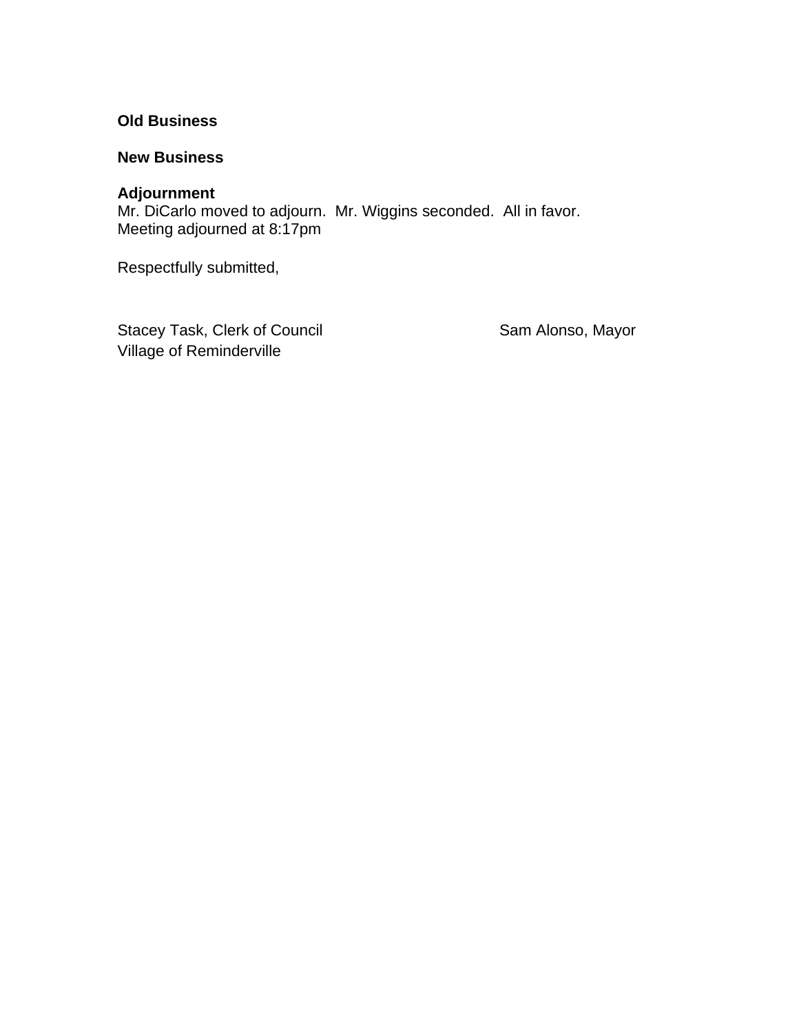**Old Business**

**New Business**

**Adjournment**
Mr. DiCarlo moved to adjourn. Mr. Wiggins seconded. All in favor.
Meeting adjourned at 8:17pm

Respectfully submitted,

Stacey Task, Clerk of Council
Village of Reminderville

Sam Alonso, Mayor